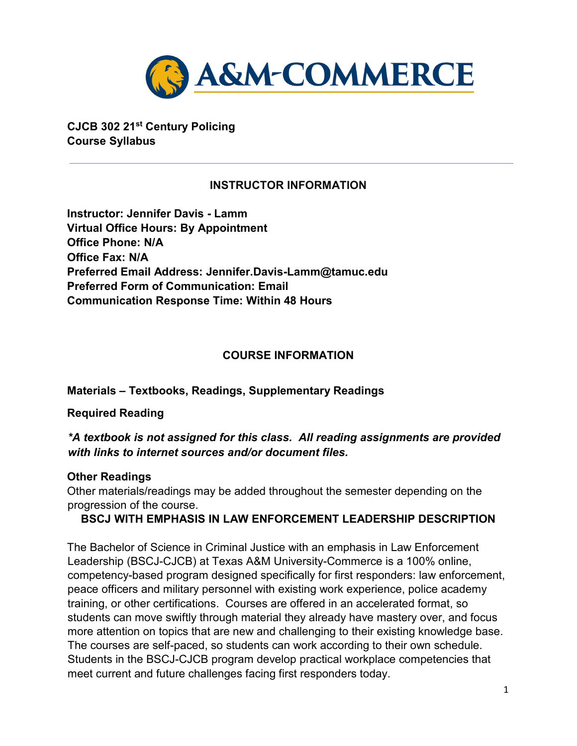**CJCB 302 21st Century Policing**
**Course Syllabus**

---

## INSTRUCTOR INFORMATION

**Instructor: Jennifer Davis - Lamm**
**Virtual Office Hours: By Appointment**
**Office Phone: N/A**
**Office Fax: N/A**
**Preferred Email Address: Jennifer.Davis-Lamm@tamuc.edu**
**Preferred Form of Communication: Email**
**Communication Response Time: Within 48 Hours**

## COURSE INFORMATION

### Materials – Textbooks, Readings, Supplementary Readings

#### Required Reading

***\*A textbook is not assigned for this class. All reading assignments are provided with links to internet sources and/or document files.***

#### Other Readings

Other materials/readings may be added throughout the semester depending on the progression of the course.

### BSCJ WITH EMPHASIS IN LAW ENFORCEMENT LEADERSHIP DESCRIPTION

The Bachelor of Science in Criminal Justice with an emphasis in Law Enforcement Leadership (BSCJ-CJCB) at Texas A&M University-Commerce is a 100% online, competency-based program designed specifically for first responders: law enforcement, peace officers and military personnel with existing work experience, police academy training, or other certifications. Courses are offered in an accelerated format, so students can move swiftly through material they already have mastery over, and focus more attention on topics that are new and challenging to their existing knowledge base. The courses are self-paced, so students can work according to their own schedule. Students in the BSCJ-CJCB program develop practical workplace competencies that meet current and future challenges facing first responders today.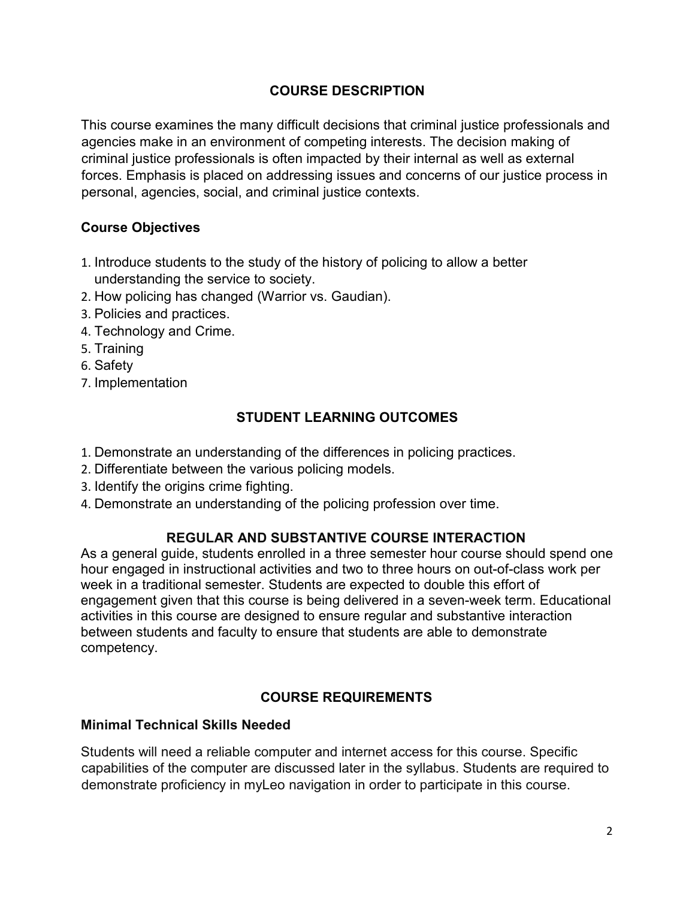## COURSE DESCRIPTION

This course examines the many difficult decisions that criminal justice professionals and agencies make in an environment of competing interests. The decision making of criminal justice professionals is often impacted by their internal as well as external forces. Emphasis is placed on addressing issues and concerns of our justice process in personal, agencies, social, and criminal justice contexts.

### Course Objectives

1. Introduce students to the study of the history of policing to allow a better understanding the service to society.
2. How policing has changed (Warrior vs. Gaudian).
3. Policies and practices.
4. Technology and Crime.
5. Training
6. Safety
7. Implementation

## STUDENT LEARNING OUTCOMES

1. Demonstrate an understanding of the differences in policing practices.
2. Differentiate between the various policing models.
3. Identify the origins crime fighting.
4. Demonstrate an understanding of the policing profession over time.

## REGULAR AND SUBSTANTIVE COURSE INTERACTION

As a general guide, students enrolled in a three semester hour course should spend one hour engaged in instructional activities and two to three hours on out-of-class work per week in a traditional semester. Students are expected to double this effort of engagement given that this course is being delivered in a seven-week term. Educational activities in this course are designed to ensure regular and substantive interaction between students and faculty to ensure that students are able to demonstrate competency.

## COURSE REQUIREMENTS

### Minimal Technical Skills Needed

Students will need a reliable computer and internet access for this course. Specific capabilities of the computer are discussed later in the syllabus. Students are required to demonstrate proficiency in myLeo navigation in order to participate in this course.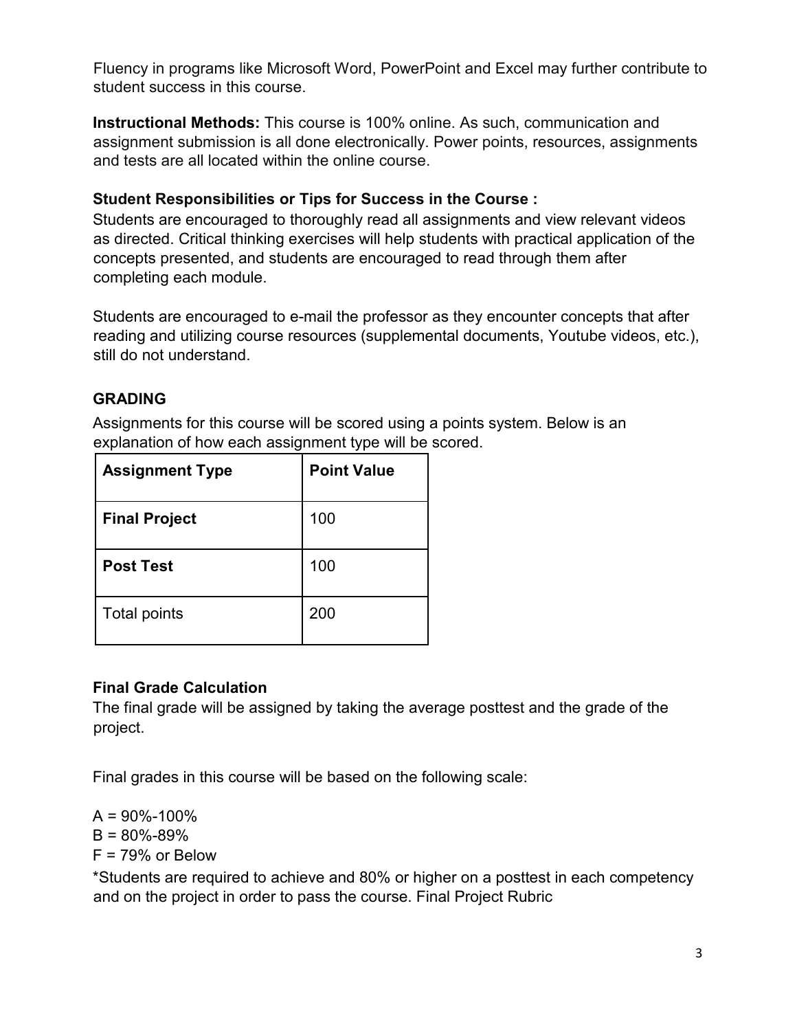Fluency in programs like Microsoft Word, PowerPoint and Excel may further contribute to student success in this course.

**Instructional Methods:** This course is 100% online. As such, communication and assignment submission is all done electronically. Power points, resources, assignments and tests are all located within the online course.

**Student Responsibilities or Tips for Success in the Course :**

Students are encouraged to thoroughly read all assignments and view relevant videos as directed. Critical thinking exercises will help students with practical application of the concepts presented, and students are encouraged to read through them after completing each module.

Students are encouraged to e-mail the professor as they encounter concepts that after reading and utilizing course resources (supplemental documents, Youtube videos, etc.), still do not understand.

## GRADING

Assignments for this course will be scored using a points system. Below is an explanation of how each assignment type will be scored.

| **Assignment Type** | **Point Value** |
|---|---|
| **Final Project** | 100 |
| **Post Test** | 100 |
| Total points | 200 |

**Final Grade Calculation**

The final grade will be assigned by taking the average posttest and the grade of the project.

Final grades in this course will be based on the following scale:

A = 90%-100%
B = 80%-89%
F = 79% or Below

*Students are required to achieve and 80% or higher on a posttest in each competency and on the project in order to pass the course. Final Project Rubric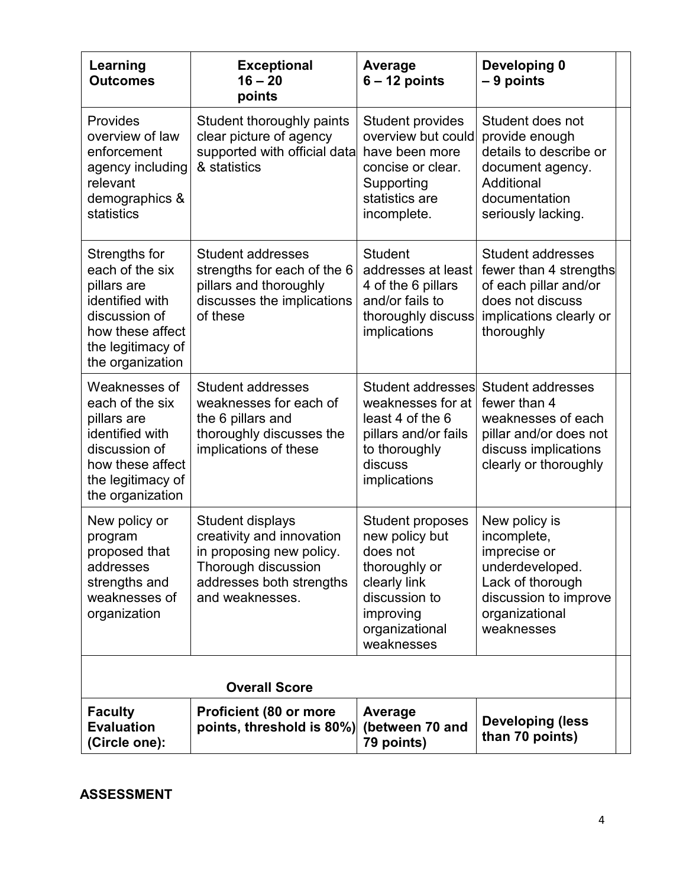| Learning Outcomes | Exceptional 16 – 20 points | Average 6 – 12 points | Developing 0 – 9 points | |
|---|---|---|---|---|
| Provides overview of law enforcement agency including relevant demographics & statistics | Student thoroughly paints clear picture of agency supported with official data & statistics | Student provides overview but could have been more concise or clear. Supporting statistics are incomplete. | Student does not provide enough details to describe or document agency. Additional documentation seriously lacking. | |
| Strengths for each of the six pillars are identified with discussion of how these affect the legitimacy of the organization | Student addresses strengths for each of the 6 pillars and thoroughly discusses the implications of these | Student addresses at least 4 of the 6 pillars and/or fails to thoroughly discuss implications | Student addresses fewer than 4 strengths of each pillar and/or does not discuss implications clearly or thoroughly | |
| Weaknesses of each of the six pillars are identified with discussion of how these affect the legitimacy of the organization | Student addresses weaknesses for each of the 6 pillars and thoroughly discusses the implications of these | Student addresses weaknesses for at least 4 of the 6 pillars and/or fails to thoroughly discuss implications | Student addresses fewer than 4 weaknesses of each pillar and/or does not discuss implications clearly or thoroughly | |
| New policy or program proposed that addresses strengths and weaknesses of organization | Student displays creativity and innovation in proposing new policy. Thorough discussion addresses both strengths and weaknesses. | Student proposes new policy but does not thoroughly or clearly link discussion to improving organizational weaknesses | New policy is incomplete, imprecise or underdeveloped. Lack of thorough discussion to improve organizational weaknesses | |
| **Overall Score** | | | | |
| **Faculty Evaluation (Circle one):** | **Proficient (80 or more points, threshold is 80%)** | **Average (between 70 and 79 points)** | **Developing (less than 70 points)** | |

**ASSESSMENT**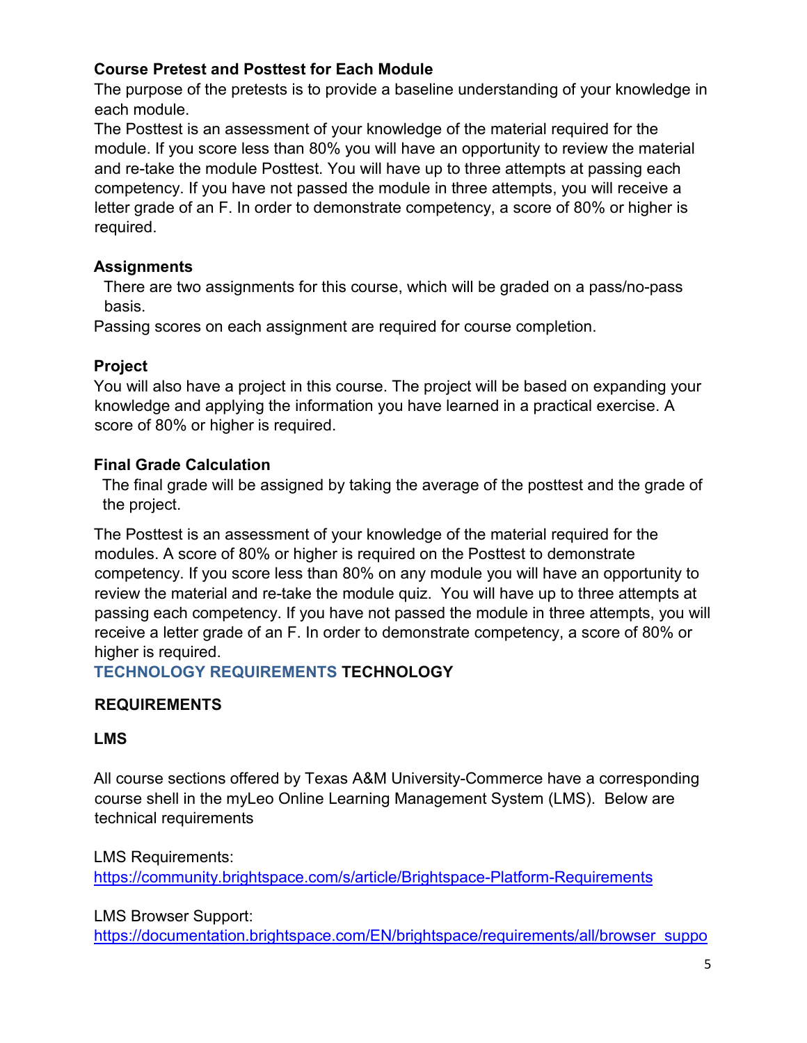### Course Pretest and Posttest for Each Module

The purpose of the pretests is to provide a baseline understanding of your knowledge in each module.

The Posttest is an assessment of your knowledge of the material required for the module. If you score less than 80% you will have an opportunity to review the material and re-take the module Posttest. You will have up to three attempts at passing each competency. If you have not passed the module in three attempts, you will receive a letter grade of an F. In order to demonstrate competency, a score of 80% or higher is required.

### Assignments

There are two assignments for this course, which will be graded on a pass/no-pass basis.

Passing scores on each assignment are required for course completion.

### Project

You will also have a project in this course. The project will be based on expanding your knowledge and applying the information you have learned in a practical exercise. A score of 80% or higher is required.

### Final Grade Calculation

The final grade will be assigned by taking the average of the posttest and the grade of the project.

The Posttest is an assessment of your knowledge of the material required for the modules. A score of 80% or higher is required on the Posttest to demonstrate competency. If you score less than 80% on any module you will have an opportunity to review the material and re-take the module quiz. You will have up to three attempts at passing each competency. If you have not passed the module in three attempts, you will receive a letter grade of an F. In order to demonstrate competency, a score of 80% or higher is required.

## TECHNOLOGY REQUIREMENTS TECHNOLOGY REQUIREMENTS

### LMS

All course sections offered by Texas A&M University-Commerce have a corresponding course shell in the myLeo Online Learning Management System (LMS). Below are technical requirements

LMS Requirements:
https://community.brightspace.com/s/article/Brightspace-Platform-Requirements

LMS Browser Support:
https://documentation.brightspace.com/EN/brightspace/requirements/all/browser_suppo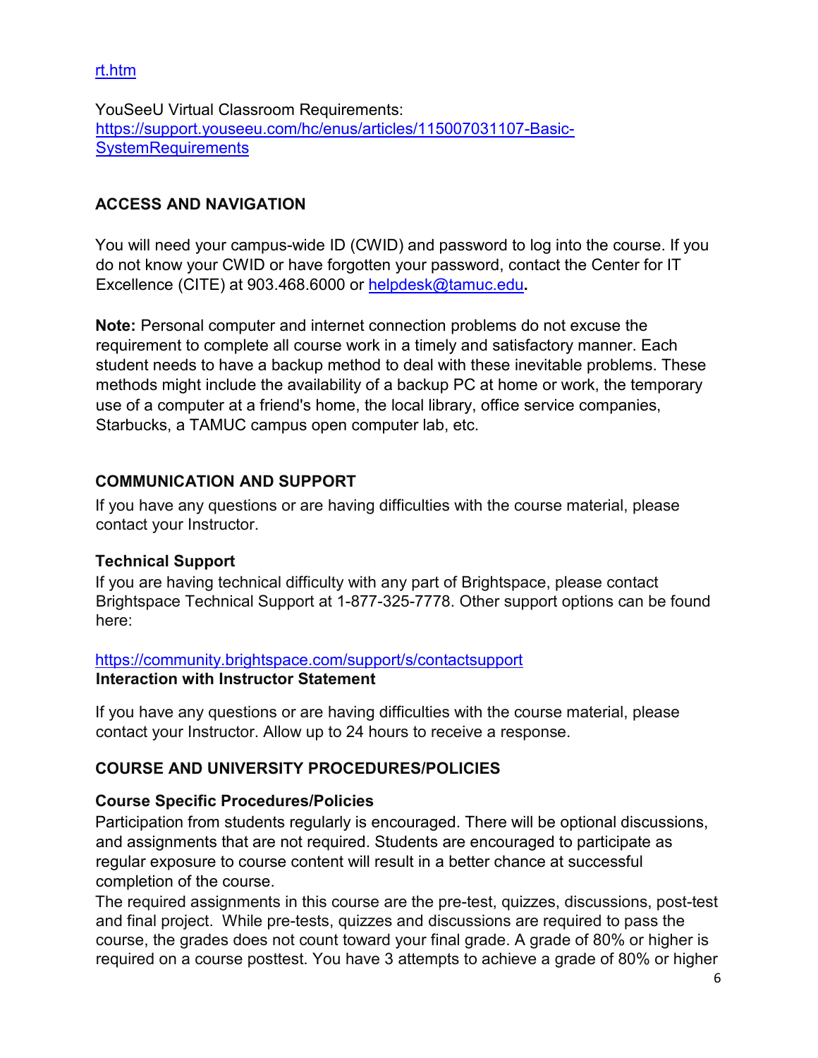rt.htm

YouSeeU Virtual Classroom Requirements: [https://support.youseeu.com/hc/enus/articles/115007031107-Basic-SystemRequirements](https://support.youseeu.com/hc/enus/articles/115007031107-Basic-SystemRequirements)

### ACCESS AND NAVIGATION

You will need your campus-wide ID (CWID) and password to log into the course. If you do not know your CWID or have forgotten your password, contact the Center for IT Excellence (CITE) at 903.468.6000 or [helpdesk@tamuc.edu](mailto:helpdesk@tamuc.edu)**.**

**Note:** Personal computer and internet connection problems do not excuse the requirement to complete all course work in a timely and satisfactory manner. Each student needs to have a backup method to deal with these inevitable problems. These methods might include the availability of a backup PC at home or work, the temporary use of a computer at a friend's home, the local library, office service companies, Starbucks, a TAMUC campus open computer lab, etc.

### COMMUNICATION AND SUPPORT

If you have any questions or are having difficulties with the course material, please contact your Instructor.

#### Technical Support

If you are having technical difficulty with any part of Brightspace, please contact Brightspace Technical Support at 1-877-325-7778. Other support options can be found here:

[https://community.brightspace.com/support/s/contactsupport](https://community.brightspace.com/support/s/contactsupport)

#### Interaction with Instructor Statement

If you have any questions or are having difficulties with the course material, please contact your Instructor. Allow up to 24 hours to receive a response.

### COURSE AND UNIVERSITY PROCEDURES/POLICIES

#### Course Specific Procedures/Policies

Participation from students regularly is encouraged. There will be optional discussions, and assignments that are not required. Students are encouraged to participate as regular exposure to course content will result in a better chance at successful completion of the course.

The required assignments in this course are the pre-test, quizzes, discussions, post-test and final project. While pre-tests, quizzes and discussions are required to pass the course, the grades does not count toward your final grade. A grade of 80% or higher is required on a course posttest. You have 3 attempts to achieve a grade of 80% or higher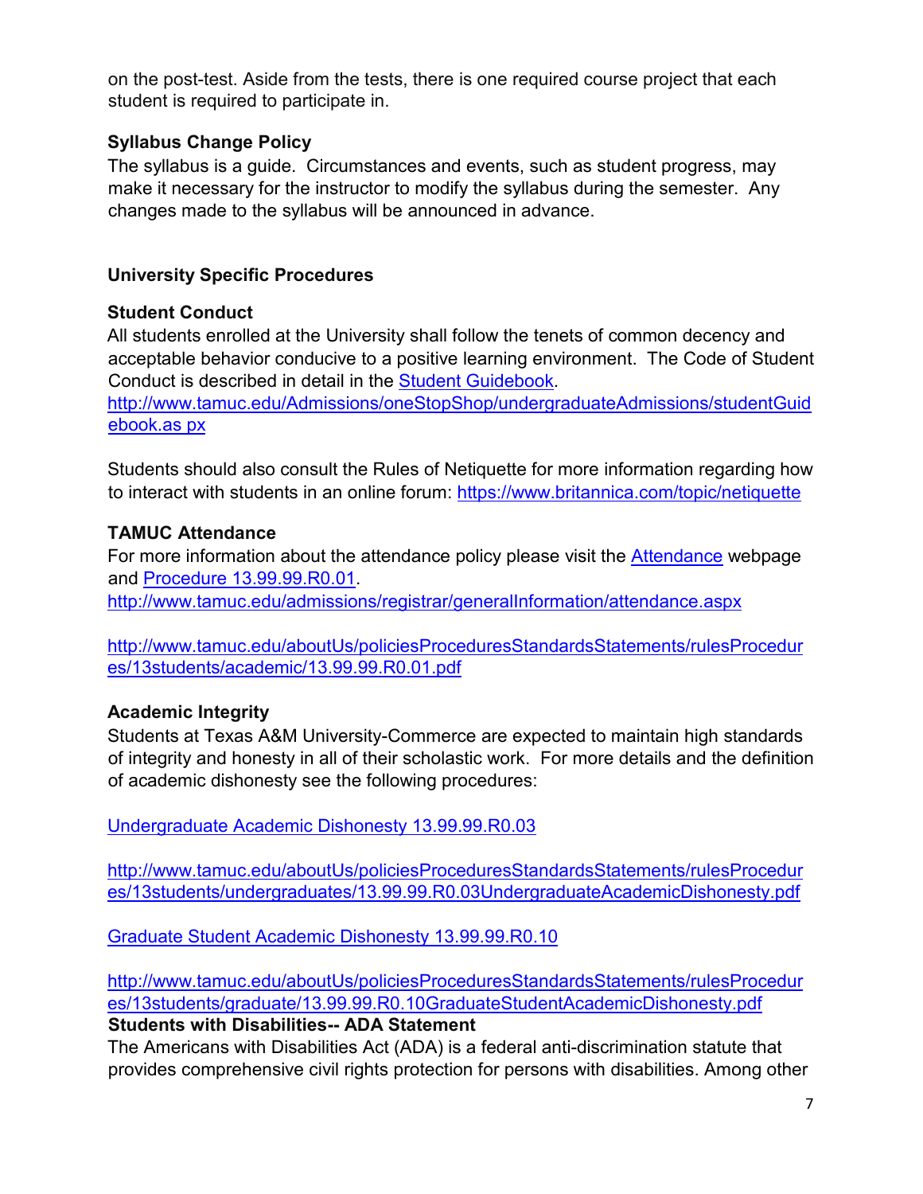on the post-test. Aside from the tests, there is one required course project that each student is required to participate in.

**Syllabus Change Policy**

The syllabus is a guide. Circumstances and events, such as student progress, may make it necessary for the instructor to modify the syllabus during the semester. Any changes made to the syllabus will be announced in advance.

## University Specific Procedures

**Student Conduct**

All students enrolled at the University shall follow the tenets of common decency and acceptable behavior conducive to a positive learning environment. The Code of Student Conduct is described in detail in the Student Guidebook.
http://www.tamuc.edu/Admissions/oneStopShop/undergraduateAdmissions/studentGuidebook.as px

Students should also consult the Rules of Netiquette for more information regarding how to interact with students in an online forum: https://www.britannica.com/topic/netiquette

**TAMUC Attendance**

For more information about the attendance policy please visit the Attendance webpage and Procedure 13.99.99.R0.01.
http://www.tamuc.edu/admissions/registrar/generalInformation/attendance.aspx

http://www.tamuc.edu/aboutUs/policiesProceduresStandardsStatements/rulesProcedures/13students/academic/13.99.99.R0.01.pdf

**Academic Integrity**

Students at Texas A&M University-Commerce are expected to maintain high standards of integrity and honesty in all of their scholastic work. For more details and the definition of academic dishonesty see the following procedures:

Undergraduate Academic Dishonesty 13.99.99.R0.03

http://www.tamuc.edu/aboutUs/policiesProceduresStandardsStatements/rulesProcedures/13students/undergraduates/13.99.99.R0.03UndergraduateAcademicDishonesty.pdf

Graduate Student Academic Dishonesty 13.99.99.R0.10

http://www.tamuc.edu/aboutUs/policiesProceduresStandardsStatements/rulesProcedures/13students/graduate/13.99.99.R0.10GraduateStudentAcademicDishonesty.pdf

**Students with Disabilities-- ADA Statement**

The Americans with Disabilities Act (ADA) is a federal anti-discrimination statute that provides comprehensive civil rights protection for persons with disabilities. Among other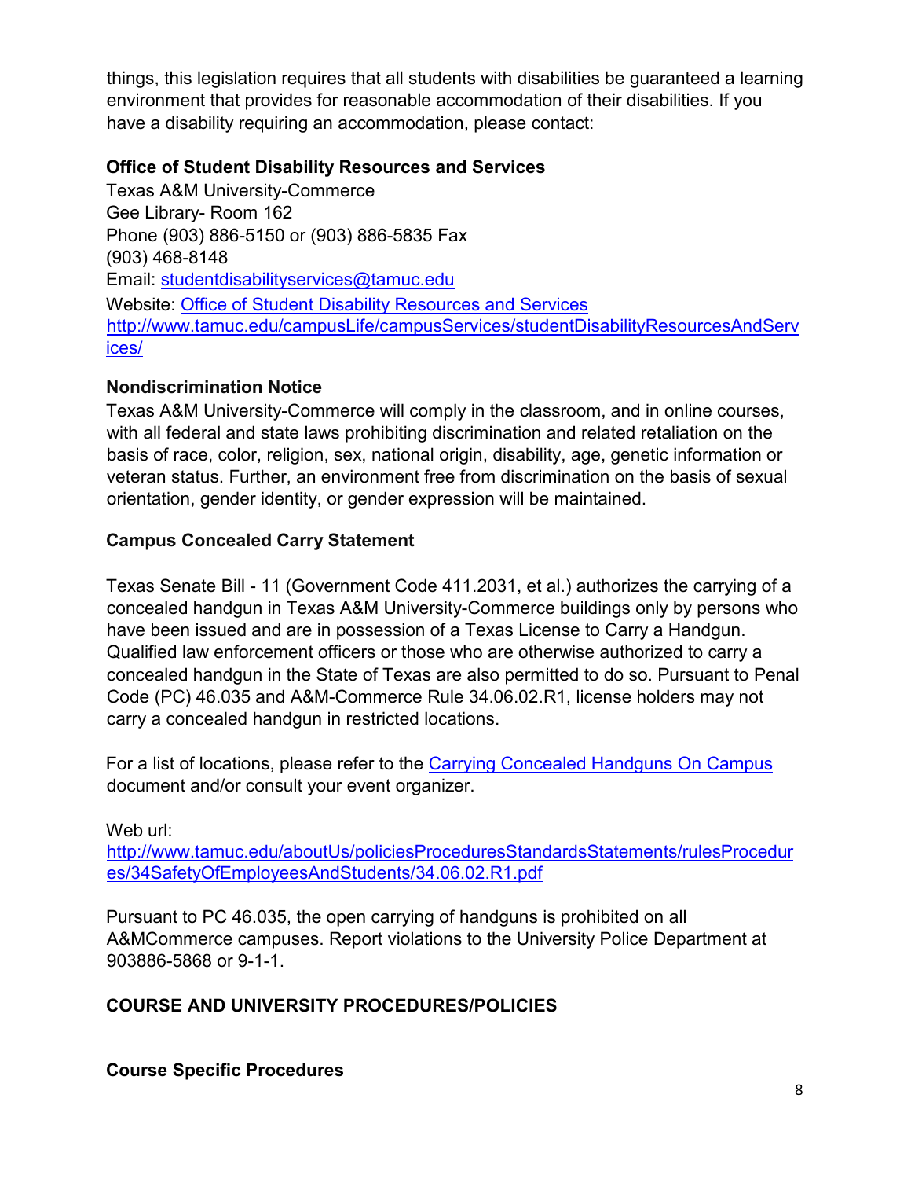things, this legislation requires that all students with disabilities be guaranteed a learning environment that provides for reasonable accommodation of their disabilities. If you have a disability requiring an accommodation, please contact:

**Office of Student Disability Resources and Services**

Texas A&M University-Commerce
Gee Library- Room 162
Phone (903) 886-5150 or (903) 886-5835 Fax
(903) 468-8148
Email: [studentdisabilityservices@tamuc.edu](mailto:studentdisabilityservices@tamuc.edu)
Website: [Office of Student Disability Resources and Services](http://www.tamuc.edu/campusLife/campusServices/studentDisabilityResourcesAndServices/)
[http://www.tamuc.edu/campusLife/campusServices/studentDisabilityResourcesAndServices/](http://www.tamuc.edu/campusLife/campusServices/studentDisabilityResourcesAndServices/)

**Nondiscrimination Notice**

Texas A&M University-Commerce will comply in the classroom, and in online courses, with all federal and state laws prohibiting discrimination and related retaliation on the basis of race, color, religion, sex, national origin, disability, age, genetic information or veteran status. Further, an environment free from discrimination on the basis of sexual orientation, gender identity, or gender expression will be maintained.

**Campus Concealed Carry Statement**

Texas Senate Bill - 11 (Government Code 411.2031, et al.) authorizes the carrying of a concealed handgun in Texas A&M University-Commerce buildings only by persons who have been issued and are in possession of a Texas License to Carry a Handgun. Qualified law enforcement officers or those who are otherwise authorized to carry a concealed handgun in the State of Texas are also permitted to do so. Pursuant to Penal Code (PC) 46.035 and A&M-Commerce Rule 34.06.02.R1, license holders may not carry a concealed handgun in restricted locations.

For a list of locations, please refer to the [Carrying Concealed Handguns On Campus](http://www.tamuc.edu/aboutUs/policiesProceduresStandardsStatements/rulesProcedures/34SafetyOfEmployeesAndStudents/34.06.02.R1.pdf) document and/or consult your event organizer.

Web url:
[http://www.tamuc.edu/aboutUs/policiesProceduresStandardsStatements/rulesProcedures/34SafetyOfEmployeesAndStudents/34.06.02.R1.pdf](http://www.tamuc.edu/aboutUs/policiesProceduresStandardsStatements/rulesProcedures/34SafetyOfEmployeesAndStudents/34.06.02.R1.pdf)

Pursuant to PC 46.035, the open carrying of handguns is prohibited on all A&MCommerce campuses. Report violations to the University Police Department at 903886-5868 or 9-1-1.

## COURSE AND UNIVERSITY PROCEDURES/POLICIES

**Course Specific Procedures**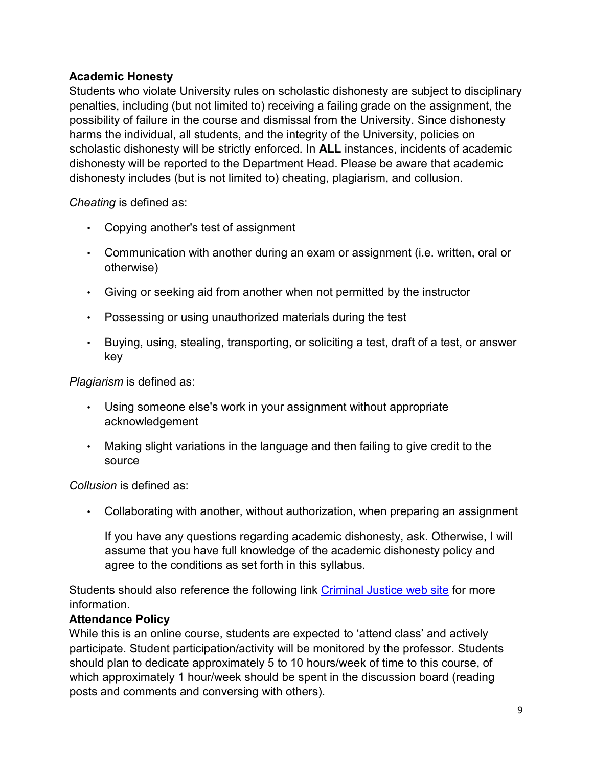**Academic Honesty**

Students who violate University rules on scholastic dishonesty are subject to disciplinary penalties, including (but not limited to) receiving a failing grade on the assignment, the possibility of failure in the course and dismissal from the University. Since dishonesty harms the individual, all students, and the integrity of the University, policies on scholastic dishonesty will be strictly enforced. In **ALL** instances, incidents of academic dishonesty will be reported to the Department Head. Please be aware that academic dishonesty includes (but is not limited to) cheating, plagiarism, and collusion.

*Cheating* is defined as:

- Copying another's test of assignment
- Communication with another during an exam or assignment (i.e. written, oral or otherwise)
- Giving or seeking aid from another when not permitted by the instructor
- Possessing or using unauthorized materials during the test
- Buying, using, stealing, transporting, or soliciting a test, draft of a test, or answer key

*Plagiarism* is defined as:

- Using someone else's work in your assignment without appropriate acknowledgement
- Making slight variations in the language and then failing to give credit to the source

*Collusion* is defined as:

- Collaborating with another, without authorization, when preparing an assignment

  If you have any questions regarding academic dishonesty, ask. Otherwise, I will assume that you have full knowledge of the academic dishonesty policy and agree to the conditions as set forth in this syllabus.

Students should also reference the following link [Criminal Justice web site] for more information.

**Attendance Policy**

While this is an online course, students are expected to 'attend class' and actively participate. Student participation/activity will be monitored by the professor. Students should plan to dedicate approximately 5 to 10 hours/week of time to this course, of which approximately 1 hour/week should be spent in the discussion board (reading posts and comments and conversing with others).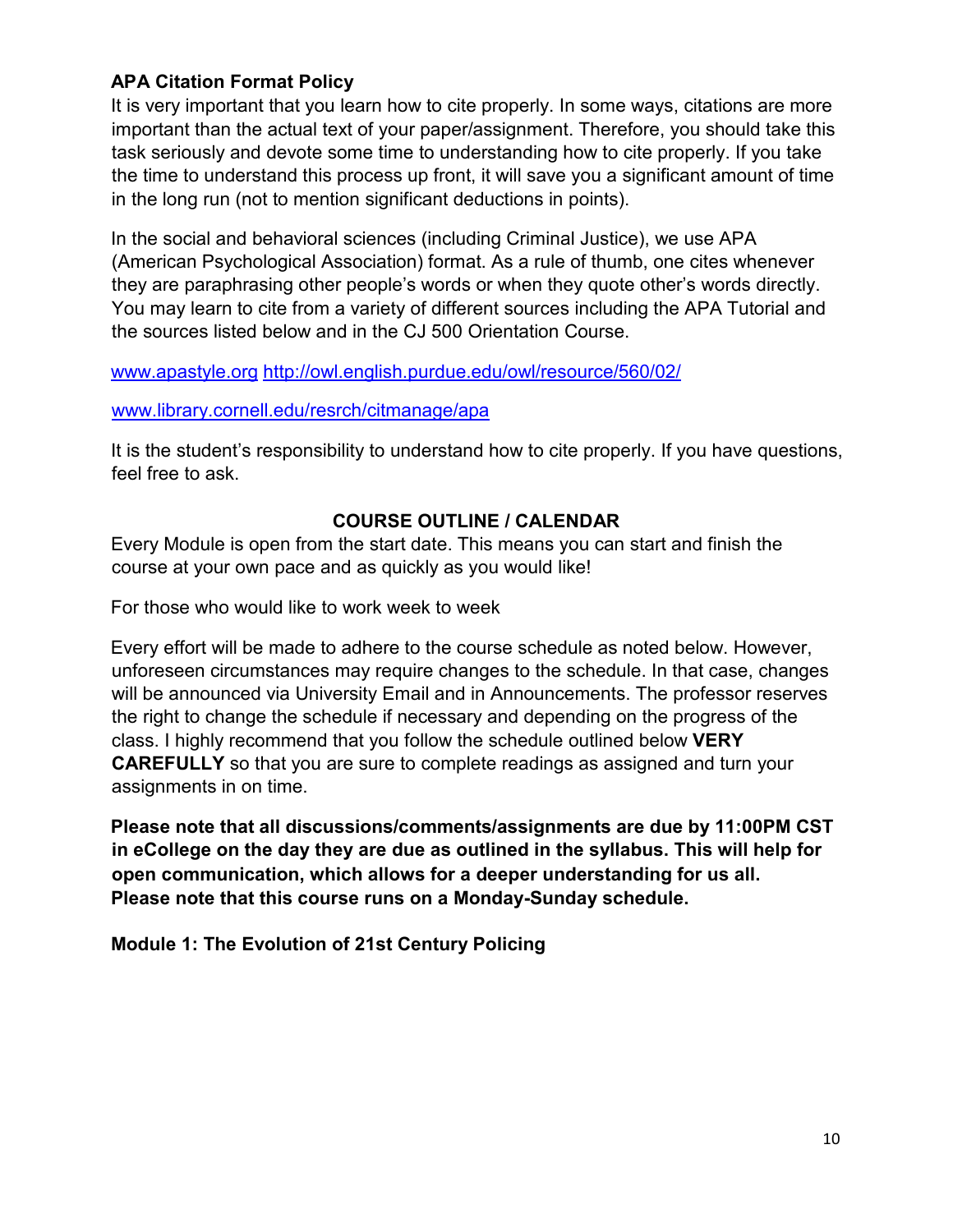**APA Citation Format Policy**

It is very important that you learn how to cite properly. In some ways, citations are more important than the actual text of your paper/assignment. Therefore, you should take this task seriously and devote some time to understanding how to cite properly. If you take the time to understand this process up front, it will save you a significant amount of time in the long run (not to mention significant deductions in points).

In the social and behavioral sciences (including Criminal Justice), we use APA (American Psychological Association) format. As a rule of thumb, one cites whenever they are paraphrasing other people's words or when they quote other's words directly. You may learn to cite from a variety of different sources including the APA Tutorial and the sources listed below and in the CJ 500 Orientation Course.

[www.apastyle.org](www.apastyle.org) [http://owl.english.purdue.edu/owl/resource/560/02/](http://owl.english.purdue.edu/owl/resource/560/02/)

[www.library.cornell.edu/resrch/citmanage/apa](www.library.cornell.edu/resrch/citmanage/apa)

It is the student's responsibility to understand how to cite properly. If you have questions, feel free to ask.

## COURSE OUTLINE / CALENDAR

Every Module is open from the start date. This means you can start and finish the course at your own pace and as quickly as you would like!

For those who would like to work week to week

Every effort will be made to adhere to the course schedule as noted below. However, unforeseen circumstances may require changes to the schedule. In that case, changes will be announced via University Email and in Announcements. The professor reserves the right to change the schedule if necessary and depending on the progress of the class. I highly recommend that you follow the schedule outlined below **VERY CAREFULLY** so that you are sure to complete readings as assigned and turn your assignments in on time.

**Please note that all discussions/comments/assignments are due by 11:00PM CST in eCollege on the day they are due as outlined in the syllabus. This will help for open communication, which allows for a deeper understanding for us all. Please note that this course runs on a Monday-Sunday schedule.**

**Module 1: The Evolution of 21st Century Policing**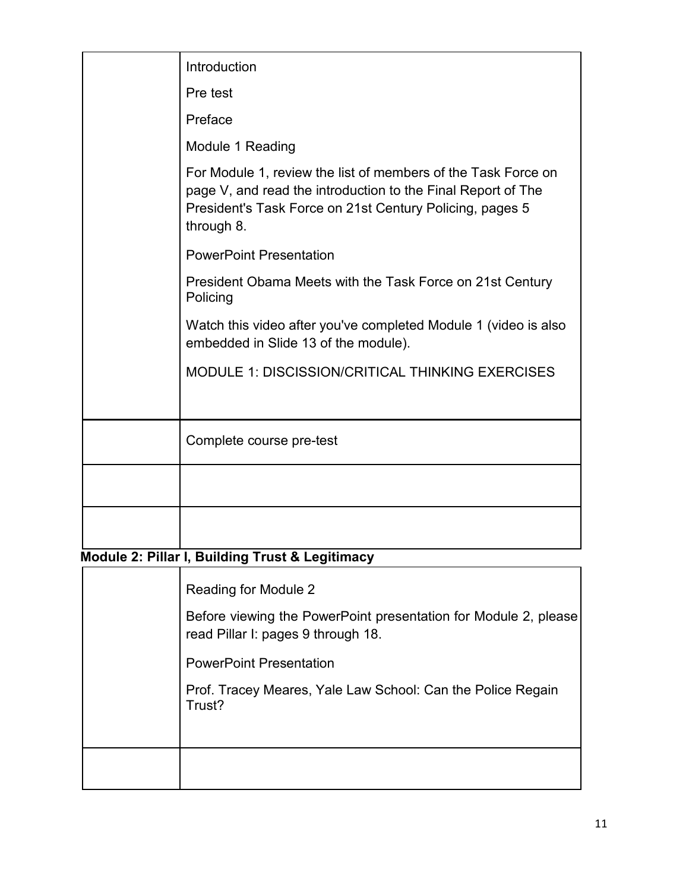| | |
|---|---|
| | Introduction<br><br>Pre test<br><br>Preface<br><br>Module 1 Reading<br><br>For Module 1, review the list of members of the Task Force on page V, and read the introduction to the Final Report of The President's Task Force on 21st Century Policing, pages 5 through 8.<br><br>PowerPoint Presentation<br><br>President Obama Meets with the Task Force on 21st Century Policing<br><br>Watch this video after you've completed Module 1 (video is also embedded in Slide 13 of the module).<br><br>MODULE 1: DISCISSION/CRITICAL THINKING EXERCISES |
| | Complete course pre-test |
| | |
| | |

**Module 2: Pillar I, Building Trust & Legitimacy**

| | |
|---|---|
| | Reading for Module 2<br><br>Before viewing the PowerPoint presentation for Module 2, please read Pillar I: pages 9 through 18.<br><br>PowerPoint Presentation<br><br>Prof. Tracey Meares, Yale Law School: Can the Police Regain Trust? |
| | |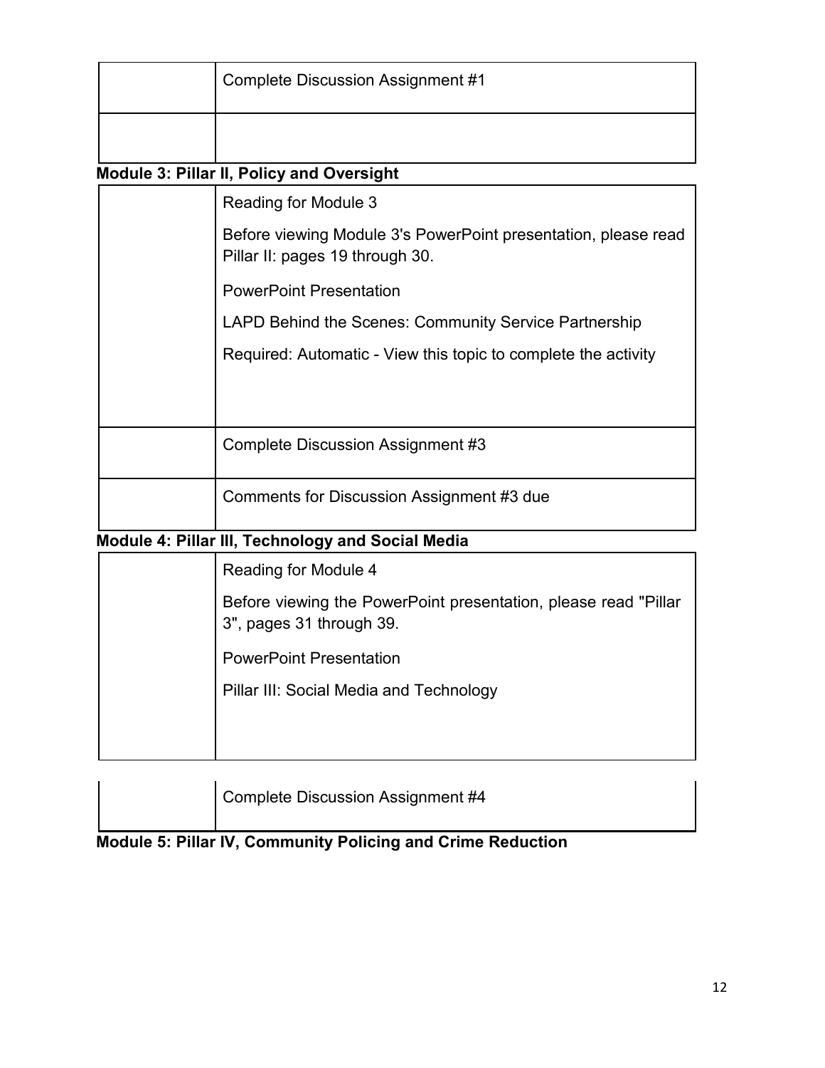| | |
|---|---|
| | Complete Discussion Assignment #1 |
| | |

**Module 3: Pillar II, Policy and Oversight**

| | |
|---|---|
| | Reading for Module 3<br><br>Before viewing Module 3's PowerPoint presentation, please read Pillar II: pages 19 through 30.<br><br>PowerPoint Presentation<br><br>LAPD Behind the Scenes: Community Service Partnership<br><br>Required: Automatic - View this topic to complete the activity |
| | Complete Discussion Assignment #3 |
| | Comments for Discussion Assignment #3 due |

**Module 4: Pillar III, Technology and Social Media**

| | |
|---|---|
| | Reading for Module 4<br><br>Before viewing the PowerPoint presentation, please read "Pillar 3", pages 31 through 39.<br><br>PowerPoint Presentation<br><br>Pillar III: Social Media and Technology |
| | Complete Discussion Assignment #4 |

**Module 5: Pillar IV, Community Policing and Crime Reduction**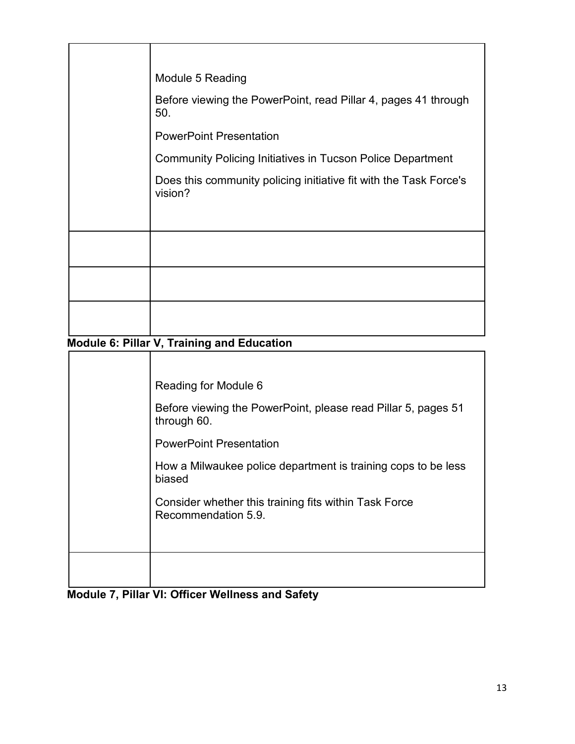| | |
|---|---|
| | Module 5 Reading<br><br>Before viewing the PowerPoint, read Pillar 4, pages 41 through 50.<br><br>PowerPoint Presentation<br><br>Community Policing Initiatives in Tucson Police Department<br><br>Does this community policing initiative fit with the Task Force's vision? |
| | |
| | |
| | |

**Module 6: Pillar V, Training and Education**

| | |
|---|---|
| | Reading for Module 6<br><br>Before viewing the PowerPoint, please read Pillar 5, pages 51 through 60.<br><br>PowerPoint Presentation<br><br>How a Milwaukee police department is training cops to be less biased<br><br>Consider whether this training fits within Task Force Recommendation 5.9. |
| | |

**Module 7, Pillar VI: Officer Wellness and Safety**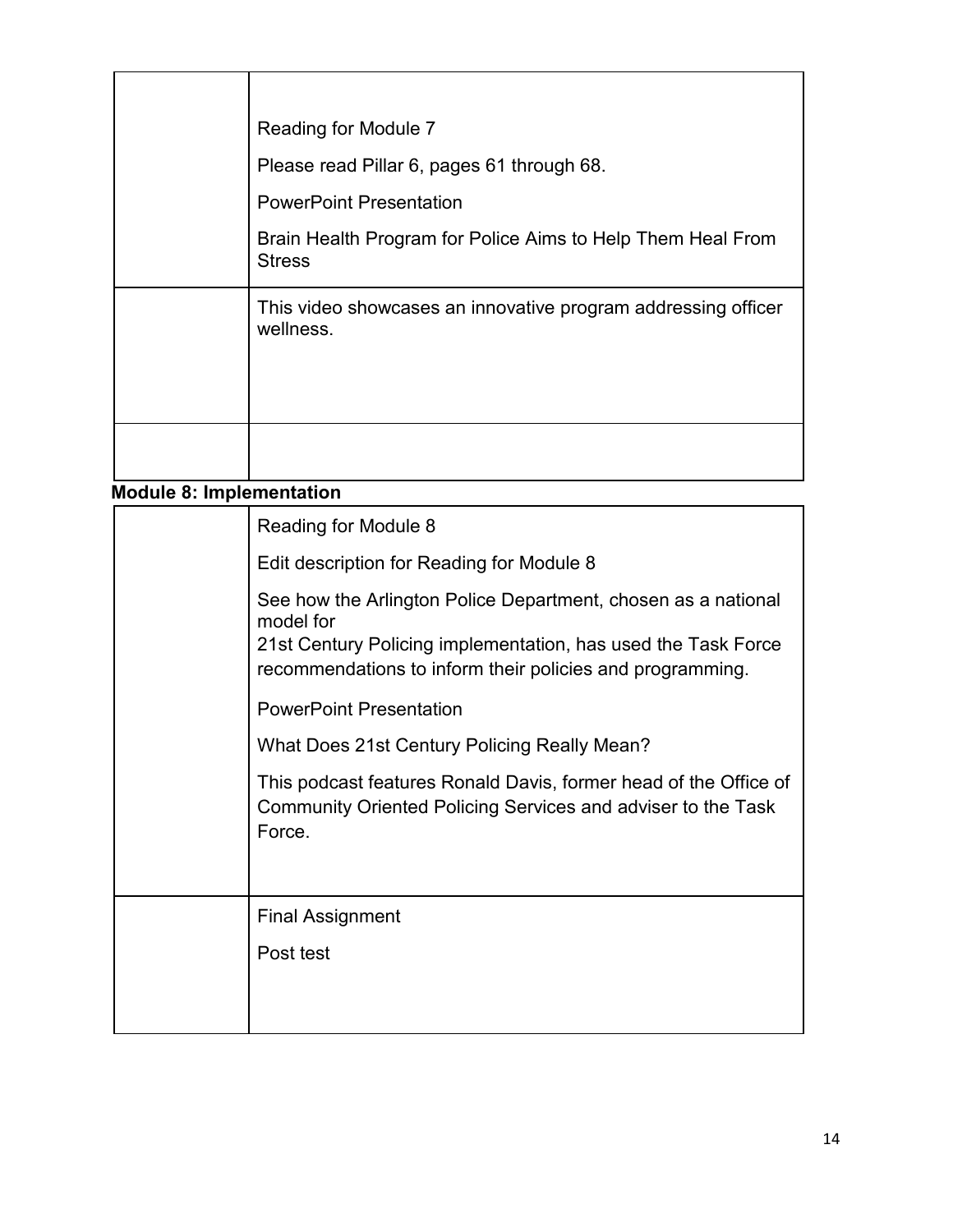| | |
|---|---|
| | Reading for Module 7<br><br>Please read Pillar 6, pages 61 through 68.<br><br>PowerPoint Presentation<br><br>Brain Health Program for Police Aims to Help Them Heal From Stress |
| | This video showcases an innovative program addressing officer wellness. |
| | |

**Module 8: Implementation**

| | |
|---|---|
| | Reading for Module 8<br><br>Edit description for Reading for Module 8<br><br>See how the Arlington Police Department, chosen as a national model for<br>21st Century Policing implementation, has used the Task Force recommendations to inform their policies and programming.<br><br>PowerPoint Presentation<br><br>What Does 21st Century Policing Really Mean?<br><br>This podcast features Ronald Davis, former head of the Office of Community Oriented Policing Services and adviser to the Task Force. |
| | Final Assignment<br><br>Post test |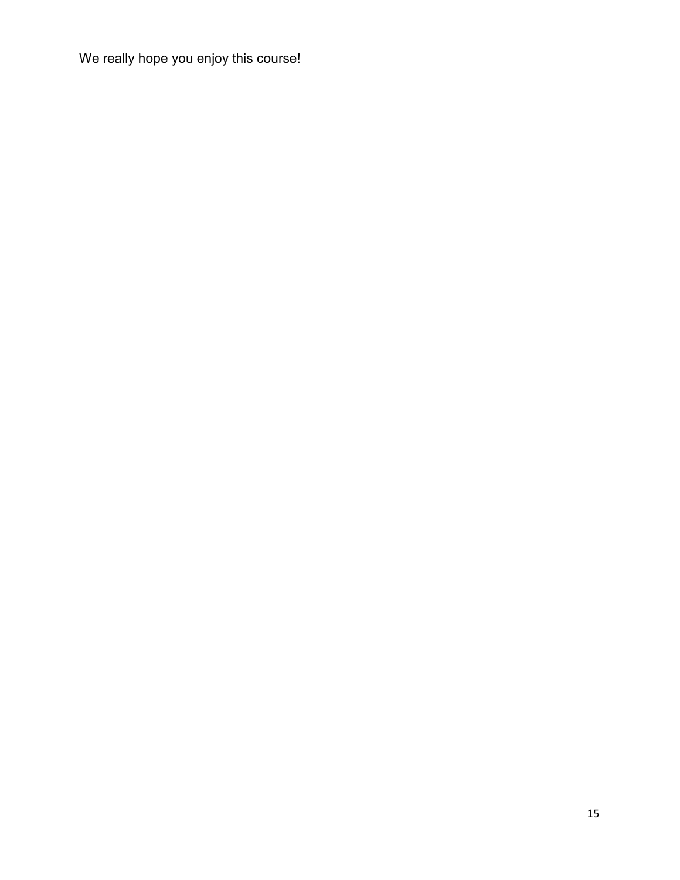We really hope you enjoy this course!